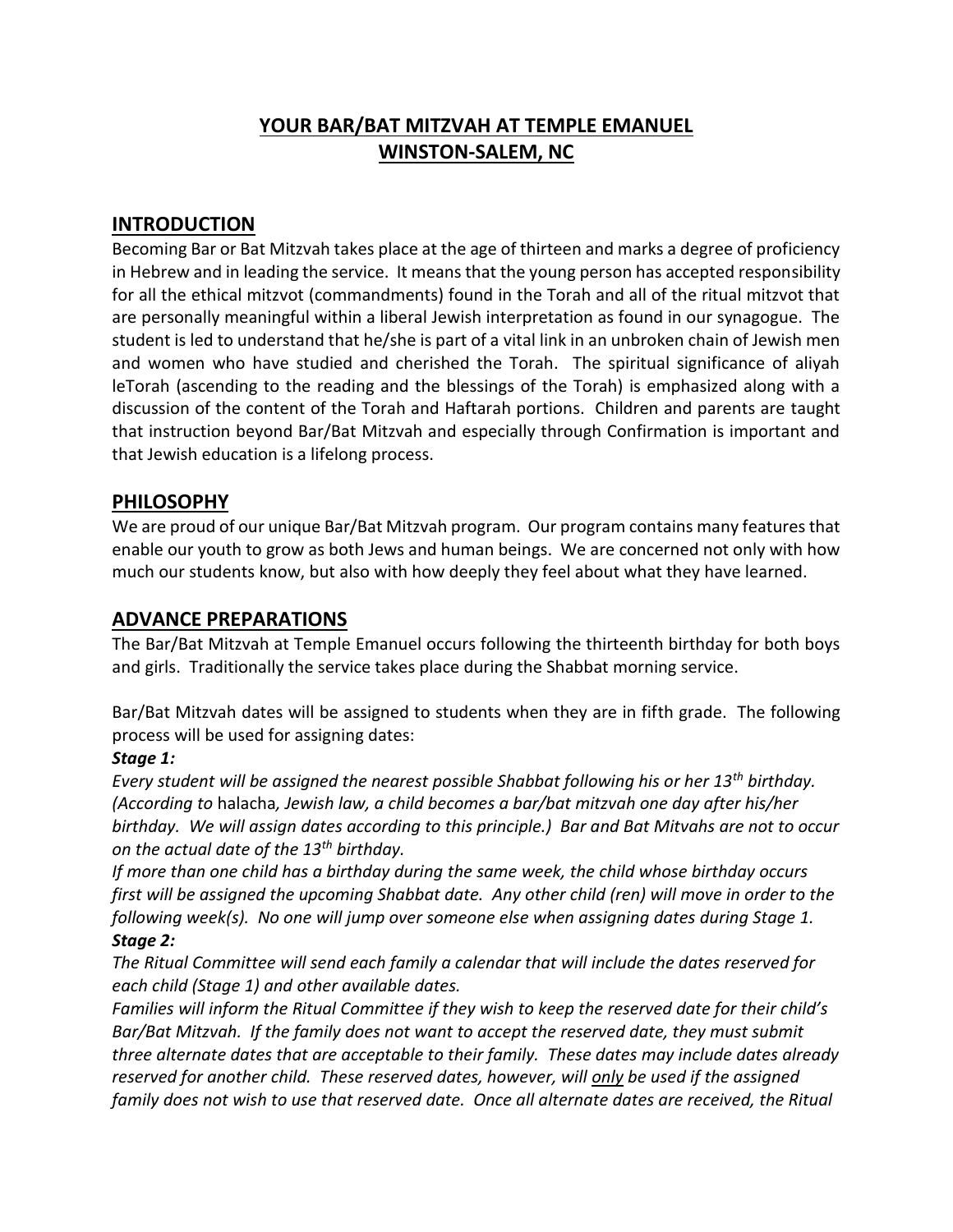# YOUR BAR/BAT MITZVAH AT TEMPLE EMANUEL
# WINSTON-SALEM, NC

## INTRODUCTION

Becoming Bar or Bat Mitzvah takes place at the age of thirteen and marks a degree of proficiency in Hebrew and in leading the service. It means that the young person has accepted responsibility for all the ethical mitzvot (commandments) found in the Torah and all of the ritual mitzvot that are personally meaningful within a liberal Jewish interpretation as found in our synagogue. The student is led to understand that he/she is part of a vital link in an unbroken chain of Jewish men and women who have studied and cherished the Torah. The spiritual significance of aliyah leTorah (ascending to the reading and the blessings of the Torah) is emphasized along with a discussion of the content of the Torah and Haftarah portions. Children and parents are taught that instruction beyond Bar/Bat Mitzvah and especially through Confirmation is important and that Jewish education is a lifelong process.

## PHILOSOPHY

We are proud of our unique Bar/Bat Mitzvah program. Our program contains many features that enable our youth to grow as both Jews and human beings. We are concerned not only with how much our students know, but also with how deeply they feel about what they have learned.

## ADVANCE PREPARATIONS

The Bar/Bat Mitzvah at Temple Emanuel occurs following the thirteenth birthday for both boys and girls. Traditionally the service takes place during the Shabbat morning service.

Bar/Bat Mitzvah dates will be assigned to students when they are in fifth grade. The following process will be used for assigning dates:

***Stage 1:***

*Every student will be assigned the nearest possible Shabbat following his or her 13th birthday. (According to* halacha*, Jewish law, a child becomes a bar/bat mitzvah one day after his/her birthday. We will assign dates according to this principle.) Bar and Bat Mitvahs are not to occur on the actual date of the 13th birthday.*

*If more than one child has a birthday during the same week, the child whose birthday occurs first will be assigned the upcoming Shabbat date. Any other child (ren) will move in order to the following week(s). No one will jump over someone else when assigning dates during Stage 1.*

***Stage 2:***

*The Ritual Committee will send each family a calendar that will include the dates reserved for each child (Stage 1) and other available dates.*

*Families will inform the Ritual Committee if they wish to keep the reserved date for their child's Bar/Bat Mitzvah. If the family does not want to accept the reserved date, they must submit three alternate dates that are acceptable to their family. These dates may include dates already reserved for another child. These reserved dates, however, will only be used if the assigned family does not wish to use that reserved date. Once all alternate dates are received, the Ritual*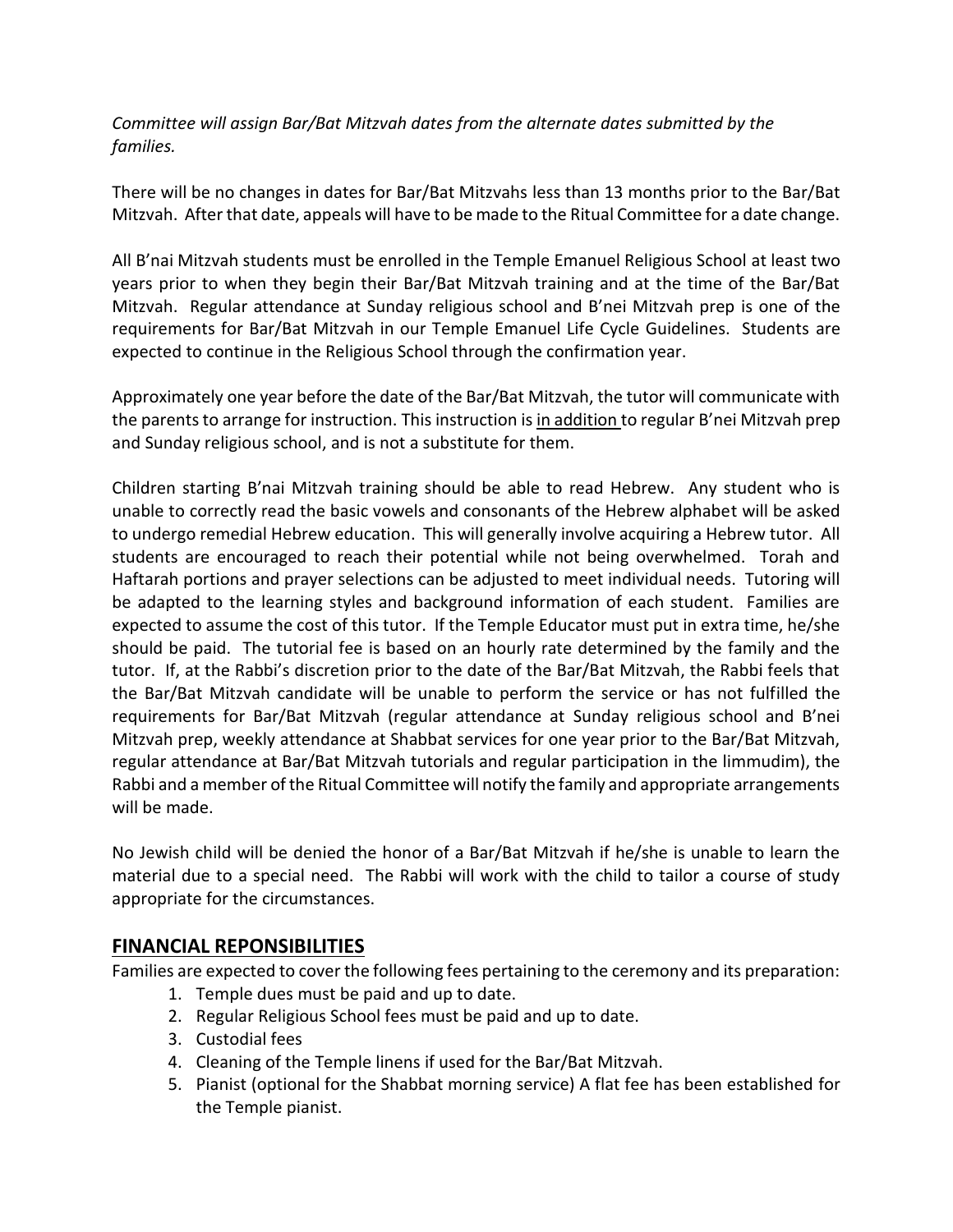*Committee will assign Bar/Bat Mitzvah dates from the alternate dates submitted by the families.*

There will be no changes in dates for Bar/Bat Mitzvahs less than 13 months prior to the Bar/Bat Mitzvah. After that date, appeals will have to be made to the Ritual Committee for a date change.

All B'nai Mitzvah students must be enrolled in the Temple Emanuel Religious School at least two years prior to when they begin their Bar/Bat Mitzvah training and at the time of the Bar/Bat Mitzvah. Regular attendance at Sunday religious school and B'nei Mitzvah prep is one of the requirements for Bar/Bat Mitzvah in our Temple Emanuel Life Cycle Guidelines. Students are expected to continue in the Religious School through the confirmation year.

Approximately one year before the date of the Bar/Bat Mitzvah, the tutor will communicate with the parents to arrange for instruction. This instruction is <u>in addition</u> to regular B'nei Mitzvah prep and Sunday religious school, and is not a substitute for them.

Children starting B'nai Mitzvah training should be able to read Hebrew. Any student who is unable to correctly read the basic vowels and consonants of the Hebrew alphabet will be asked to undergo remedial Hebrew education. This will generally involve acquiring a Hebrew tutor. All students are encouraged to reach their potential while not being overwhelmed. Torah and Haftarah portions and prayer selections can be adjusted to meet individual needs. Tutoring will be adapted to the learning styles and background information of each student. Families are expected to assume the cost of this tutor. If the Temple Educator must put in extra time, he/she should be paid. The tutorial fee is based on an hourly rate determined by the family and the tutor. If, at the Rabbi's discretion prior to the date of the Bar/Bat Mitzvah, the Rabbi feels that the Bar/Bat Mitzvah candidate will be unable to perform the service or has not fulfilled the requirements for Bar/Bat Mitzvah (regular attendance at Sunday religious school and B'nei Mitzvah prep, weekly attendance at Shabbat services for one year prior to the Bar/Bat Mitzvah, regular attendance at Bar/Bat Mitzvah tutorials and regular participation in the limmudim), the Rabbi and a member of the Ritual Committee will notify the family and appropriate arrangements will be made.

No Jewish child will be denied the honor of a Bar/Bat Mitzvah if he/she is unable to learn the material due to a special need. The Rabbi will work with the child to tailor a course of study appropriate for the circumstances.

## FINANCIAL REPONSIBILITIES

Families are expected to cover the following fees pertaining to the ceremony and its preparation:

1. Temple dues must be paid and up to date.
2. Regular Religious School fees must be paid and up to date.
3. Custodial fees
4. Cleaning of the Temple linens if used for the Bar/Bat Mitzvah.
5. Pianist (optional for the Shabbat morning service) A flat fee has been established for the Temple pianist.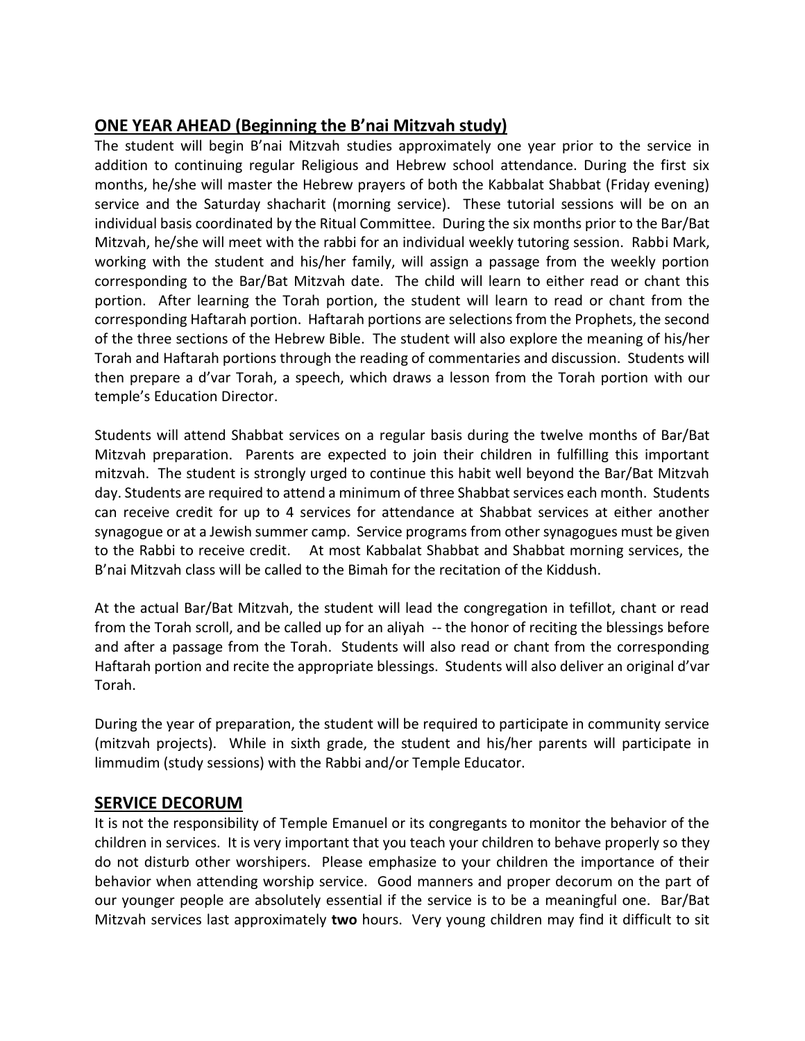## ONE YEAR AHEAD (Beginning the B'nai Mitzvah study)

The student will begin B'nai Mitzvah studies approximately one year prior to the service in addition to continuing regular Religious and Hebrew school attendance. During the first six months, he/she will master the Hebrew prayers of both the Kabbalat Shabbat (Friday evening) service and the Saturday shacharit (morning service). These tutorial sessions will be on an individual basis coordinated by the Ritual Committee. During the six months prior to the Bar/Bat Mitzvah, he/she will meet with the rabbi for an individual weekly tutoring session. Rabbi Mark, working with the student and his/her family, will assign a passage from the weekly portion corresponding to the Bar/Bat Mitzvah date. The child will learn to either read or chant this portion. After learning the Torah portion, the student will learn to read or chant from the corresponding Haftarah portion. Haftarah portions are selections from the Prophets, the second of the three sections of the Hebrew Bible. The student will also explore the meaning of his/her Torah and Haftarah portions through the reading of commentaries and discussion. Students will then prepare a d'var Torah, a speech, which draws a lesson from the Torah portion with our temple's Education Director.

Students will attend Shabbat services on a regular basis during the twelve months of Bar/Bat Mitzvah preparation. Parents are expected to join their children in fulfilling this important mitzvah. The student is strongly urged to continue this habit well beyond the Bar/Bat Mitzvah day. Students are required to attend a minimum of three Shabbat services each month. Students can receive credit for up to 4 services for attendance at Shabbat services at either another synagogue or at a Jewish summer camp. Service programs from other synagogues must be given to the Rabbi to receive credit. At most Kabbalat Shabbat and Shabbat morning services, the B'nai Mitzvah class will be called to the Bimah for the recitation of the Kiddush.

At the actual Bar/Bat Mitzvah, the student will lead the congregation in tefillot, chant or read from the Torah scroll, and be called up for an aliyah -- the honor of reciting the blessings before and after a passage from the Torah. Students will also read or chant from the corresponding Haftarah portion and recite the appropriate blessings. Students will also deliver an original d'var Torah.

During the year of preparation, the student will be required to participate in community service (mitzvah projects). While in sixth grade, the student and his/her parents will participate in limmudim (study sessions) with the Rabbi and/or Temple Educator.

## SERVICE DECORUM

It is not the responsibility of Temple Emanuel or its congregants to monitor the behavior of the children in services. It is very important that you teach your children to behave properly so they do not disturb other worshipers. Please emphasize to your children the importance of their behavior when attending worship service. Good manners and proper decorum on the part of our younger people are absolutely essential if the service is to be a meaningful one. Bar/Bat Mitzvah services last approximately **two** hours. Very young children may find it difficult to sit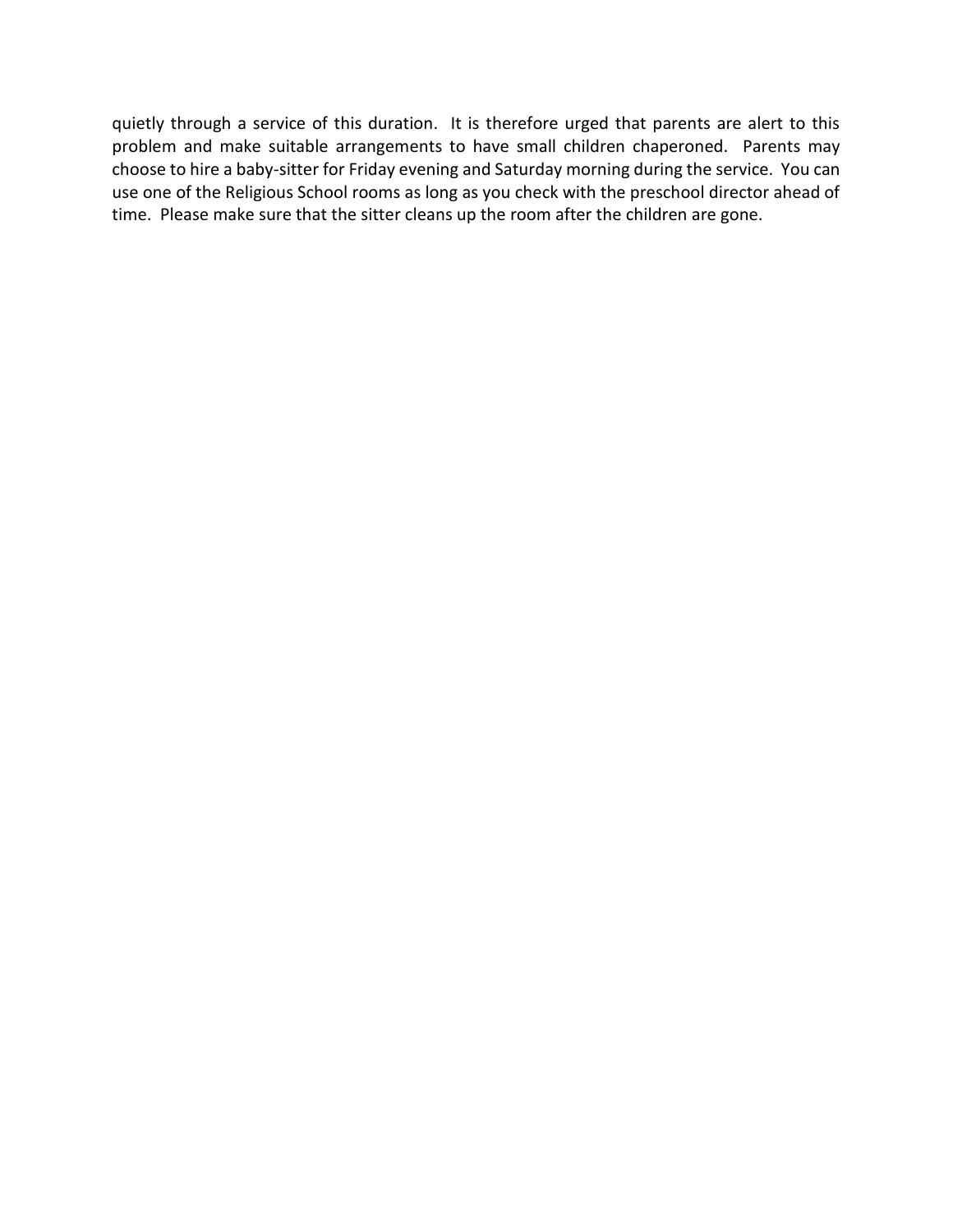quietly through a service of this duration. It is therefore urged that parents are alert to this problem and make suitable arrangements to have small children chaperoned. Parents may choose to hire a baby-sitter for Friday evening and Saturday morning during the service. You can use one of the Religious School rooms as long as you check with the preschool director ahead of time. Please make sure that the sitter cleans up the room after the children are gone.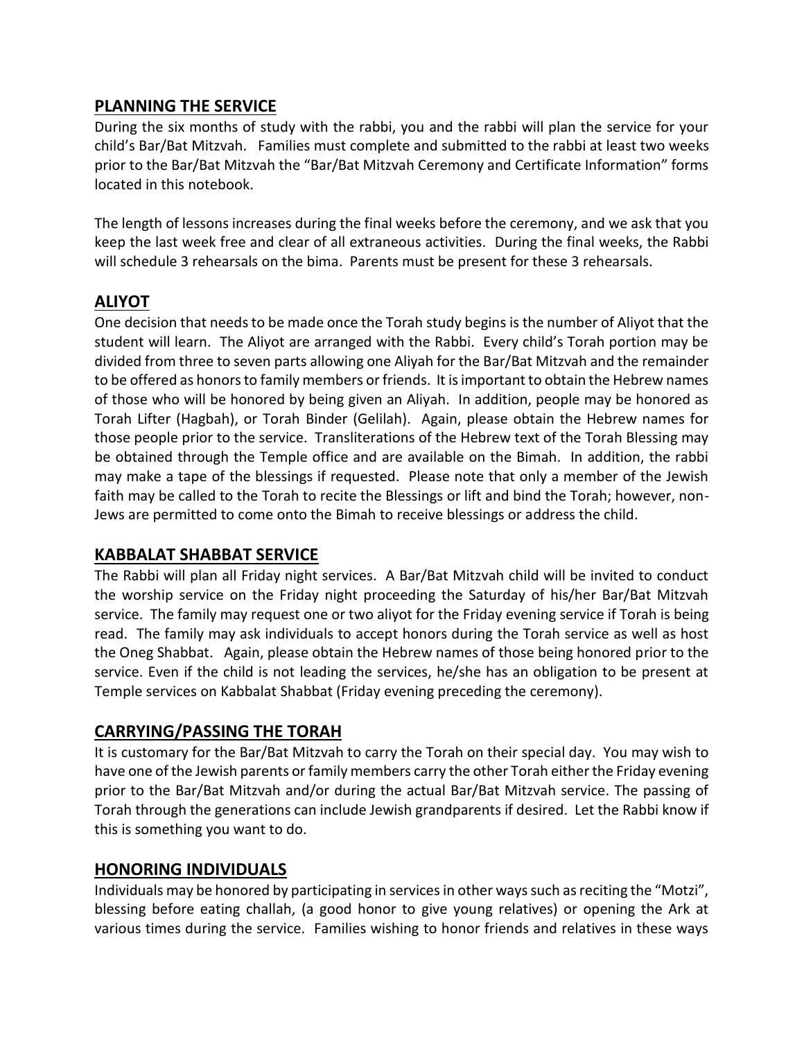## PLANNING THE SERVICE

During the six months of study with the rabbi, you and the rabbi will plan the service for your child's Bar/Bat Mitzvah. Families must complete and submitted to the rabbi at least two weeks prior to the Bar/Bat Mitzvah the "Bar/Bat Mitzvah Ceremony and Certificate Information" forms located in this notebook.

The length of lessons increases during the final weeks before the ceremony, and we ask that you keep the last week free and clear of all extraneous activities. During the final weeks, the Rabbi will schedule 3 rehearsals on the bima. Parents must be present for these 3 rehearsals.

## ALIYOT

One decision that needs to be made once the Torah study begins is the number of Aliyot that the student will learn. The Aliyot are arranged with the Rabbi. Every child's Torah portion may be divided from three to seven parts allowing one Aliyah for the Bar/Bat Mitzvah and the remainder to be offered as honors to family members or friends. It is important to obtain the Hebrew names of those who will be honored by being given an Aliyah. In addition, people may be honored as Torah Lifter (Hagbah), or Torah Binder (Gelilah). Again, please obtain the Hebrew names for those people prior to the service. Transliterations of the Hebrew text of the Torah Blessing may be obtained through the Temple office and are available on the Bimah. In addition, the rabbi may make a tape of the blessings if requested. Please note that only a member of the Jewish faith may be called to the Torah to recite the Blessings or lift and bind the Torah; however, non-Jews are permitted to come onto the Bimah to receive blessings or address the child.

## KABBALAT SHABBAT SERVICE

The Rabbi will plan all Friday night services. A Bar/Bat Mitzvah child will be invited to conduct the worship service on the Friday night proceeding the Saturday of his/her Bar/Bat Mitzvah service. The family may request one or two aliyot for the Friday evening service if Torah is being read. The family may ask individuals to accept honors during the Torah service as well as host the Oneg Shabbat. Again, please obtain the Hebrew names of those being honored prior to the service. Even if the child is not leading the services, he/she has an obligation to be present at Temple services on Kabbalat Shabbat (Friday evening preceding the ceremony).

## CARRYING/PASSING THE TORAH

It is customary for the Bar/Bat Mitzvah to carry the Torah on their special day. You may wish to have one of the Jewish parents or family members carry the other Torah either the Friday evening prior to the Bar/Bat Mitzvah and/or during the actual Bar/Bat Mitzvah service. The passing of Torah through the generations can include Jewish grandparents if desired. Let the Rabbi know if this is something you want to do.

## HONORING INDIVIDUALS

Individuals may be honored by participating in services in other ways such as reciting the "Motzi", blessing before eating challah, (a good honor to give young relatives) or opening the Ark at various times during the service. Families wishing to honor friends and relatives in these ways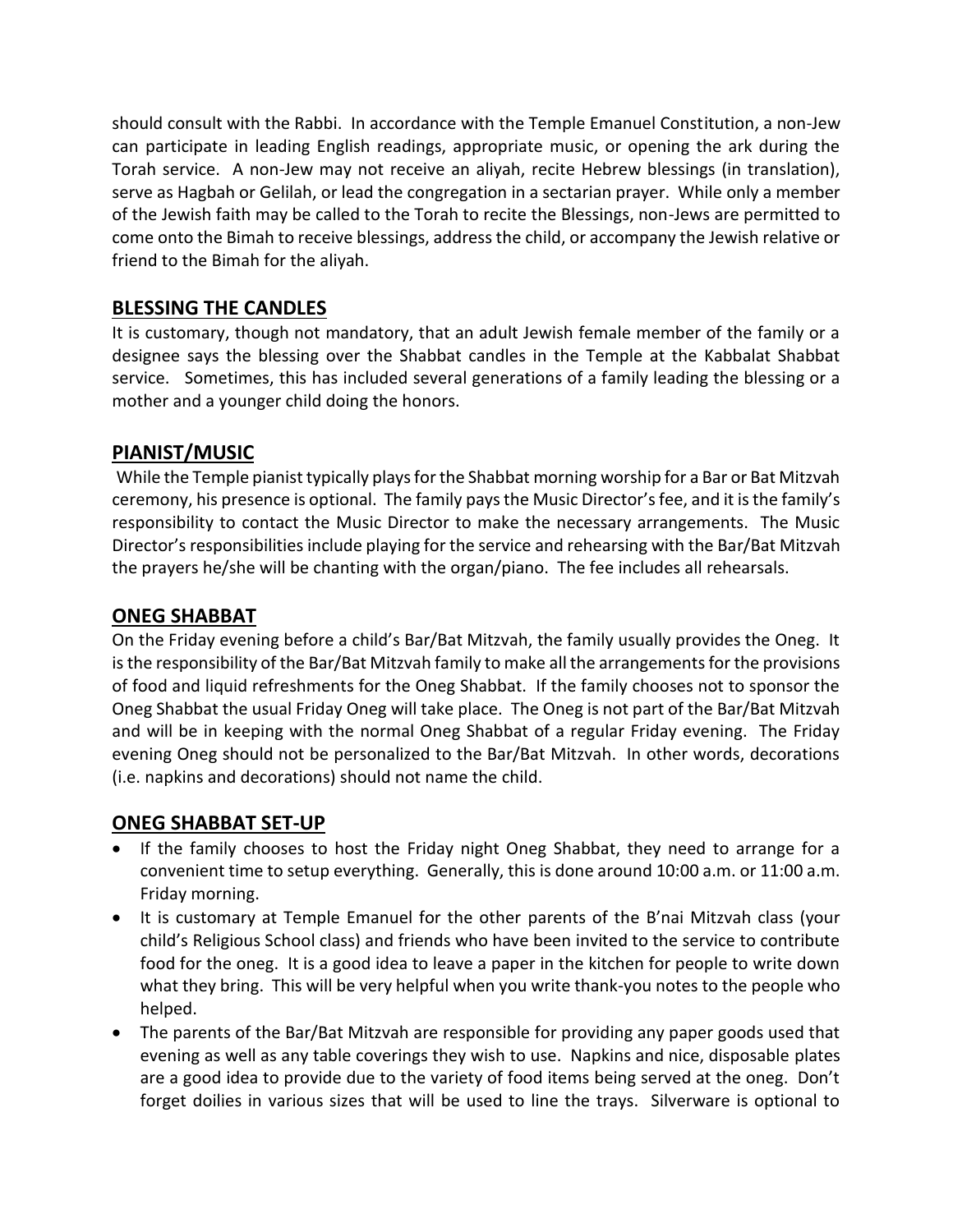should consult with the Rabbi. In accordance with the Temple Emanuel Constitution, a non-Jew can participate in leading English readings, appropriate music, or opening the ark during the Torah service. A non-Jew may not receive an aliyah, recite Hebrew blessings (in translation), serve as Hagbah or Gelilah, or lead the congregation in a sectarian prayer. While only a member of the Jewish faith may be called to the Torah to recite the Blessings, non-Jews are permitted to come onto the Bimah to receive blessings, address the child, or accompany the Jewish relative or friend to the Bimah for the aliyah.

## BLESSING THE CANDLES

It is customary, though not mandatory, that an adult Jewish female member of the family or a designee says the blessing over the Shabbat candles in the Temple at the Kabbalat Shabbat service. Sometimes, this has included several generations of a family leading the blessing or a mother and a younger child doing the honors.

## PIANIST/MUSIC

While the Temple pianist typically plays for the Shabbat morning worship for a Bar or Bat Mitzvah ceremony, his presence is optional. The family pays the Music Director's fee, and it is the family's responsibility to contact the Music Director to make the necessary arrangements. The Music Director's responsibilities include playing for the service and rehearsing with the Bar/Bat Mitzvah the prayers he/she will be chanting with the organ/piano. The fee includes all rehearsals.

## ONEG SHABBAT

On the Friday evening before a child's Bar/Bat Mitzvah, the family usually provides the Oneg. It is the responsibility of the Bar/Bat Mitzvah family to make all the arrangements for the provisions of food and liquid refreshments for the Oneg Shabbat. If the family chooses not to sponsor the Oneg Shabbat the usual Friday Oneg will take place. The Oneg is not part of the Bar/Bat Mitzvah and will be in keeping with the normal Oneg Shabbat of a regular Friday evening. The Friday evening Oneg should not be personalized to the Bar/Bat Mitzvah. In other words, decorations (i.e. napkins and decorations) should not name the child.

## ONEG SHABBAT SET-UP

- If the family chooses to host the Friday night Oneg Shabbat, they need to arrange for a convenient time to setup everything. Generally, this is done around 10:00 a.m. or 11:00 a.m. Friday morning.
- It is customary at Temple Emanuel for the other parents of the B'nai Mitzvah class (your child's Religious School class) and friends who have been invited to the service to contribute food for the oneg. It is a good idea to leave a paper in the kitchen for people to write down what they bring. This will be very helpful when you write thank-you notes to the people who helped.
- The parents of the Bar/Bat Mitzvah are responsible for providing any paper goods used that evening as well as any table coverings they wish to use. Napkins and nice, disposable plates are a good idea to provide due to the variety of food items being served at the oneg. Don't forget doilies in various sizes that will be used to line the trays. Silverware is optional to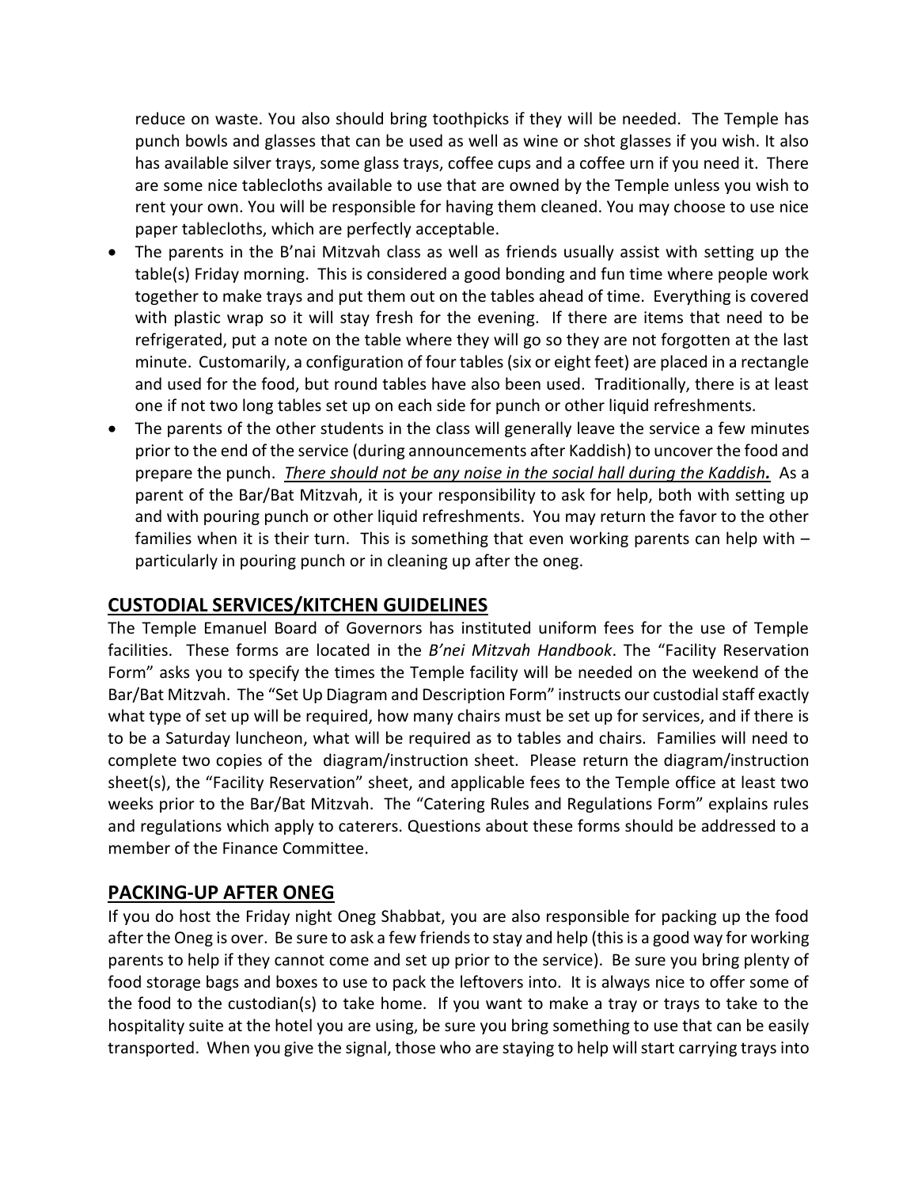reduce on waste. You also should bring toothpicks if they will be needed. The Temple has punch bowls and glasses that can be used as well as wine or shot glasses if you wish. It also has available silver trays, some glass trays, coffee cups and a coffee urn if you need it. There are some nice tablecloths available to use that are owned by the Temple unless you wish to rent your own. You will be responsible for having them cleaned. You may choose to use nice paper tablecloths, which are perfectly acceptable.

- The parents in the B'nai Mitzvah class as well as friends usually assist with setting up the table(s) Friday morning. This is considered a good bonding and fun time where people work together to make trays and put them out on the tables ahead of time. Everything is covered with plastic wrap so it will stay fresh for the evening. If there are items that need to be refrigerated, put a note on the table where they will go so they are not forgotten at the last minute. Customarily, a configuration of four tables (six or eight feet) are placed in a rectangle and used for the food, but round tables have also been used. Traditionally, there is at least one if not two long tables set up on each side for punch or other liquid refreshments.
- The parents of the other students in the class will generally leave the service a few minutes prior to the end of the service (during announcements after Kaddish) to uncover the food and prepare the punch. ***There should not be any noise in the social hall during the Kaddish.*** As a parent of the Bar/Bat Mitzvah, it is your responsibility to ask for help, both with setting up and with pouring punch or other liquid refreshments. You may return the favor to the other families when it is their turn. This is something that even working parents can help with – particularly in pouring punch or in cleaning up after the oneg.

## CUSTODIAL SERVICES/KITCHEN GUIDELINES

The Temple Emanuel Board of Governors has instituted uniform fees for the use of Temple facilities. These forms are located in the *B'nei Mitzvah Handbook*. The "Facility Reservation Form" asks you to specify the times the Temple facility will be needed on the weekend of the Bar/Bat Mitzvah. The "Set Up Diagram and Description Form" instructs our custodial staff exactly what type of set up will be required, how many chairs must be set up for services, and if there is to be a Saturday luncheon, what will be required as to tables and chairs. Families will need to complete two copies of the diagram/instruction sheet. Please return the diagram/instruction sheet(s), the "Facility Reservation" sheet, and applicable fees to the Temple office at least two weeks prior to the Bar/Bat Mitzvah. The "Catering Rules and Regulations Form" explains rules and regulations which apply to caterers. Questions about these forms should be addressed to a member of the Finance Committee.

## PACKING-UP AFTER ONEG

If you do host the Friday night Oneg Shabbat, you are also responsible for packing up the food after the Oneg is over. Be sure to ask a few friends to stay and help (this is a good way for working parents to help if they cannot come and set up prior to the service). Be sure you bring plenty of food storage bags and boxes to use to pack the leftovers into. It is always nice to offer some of the food to the custodian(s) to take home. If you want to make a tray or trays to take to the hospitality suite at the hotel you are using, be sure you bring something to use that can be easily transported. When you give the signal, those who are staying to help will start carrying trays into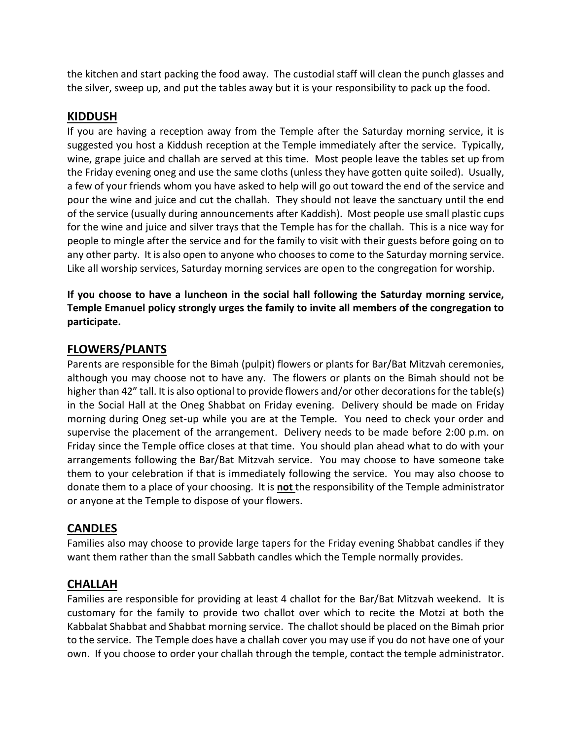the kitchen and start packing the food away. The custodial staff will clean the punch glasses and the silver, sweep up, and put the tables away but it is your responsibility to pack up the food.

## KIDDUSH

If you are having a reception away from the Temple after the Saturday morning service, it is suggested you host a Kiddush reception at the Temple immediately after the service. Typically, wine, grape juice and challah are served at this time. Most people leave the tables set up from the Friday evening oneg and use the same cloths (unless they have gotten quite soiled). Usually, a few of your friends whom you have asked to help will go out toward the end of the service and pour the wine and juice and cut the challah. They should not leave the sanctuary until the end of the service (usually during announcements after Kaddish). Most people use small plastic cups for the wine and juice and silver trays that the Temple has for the challah. This is a nice way for people to mingle after the service and for the family to visit with their guests before going on to any other party. It is also open to anyone who chooses to come to the Saturday morning service. Like all worship services, Saturday morning services are open to the congregation for worship.

**If you choose to have a luncheon in the social hall following the Saturday morning service, Temple Emanuel policy strongly urges the family to invite all members of the congregation to participate.**

## FLOWERS/PLANTS

Parents are responsible for the Bimah (pulpit) flowers or plants for Bar/Bat Mitzvah ceremonies, although you may choose not to have any. The flowers or plants on the Bimah should not be higher than 42" tall. It is also optional to provide flowers and/or other decorations for the table(s) in the Social Hall at the Oneg Shabbat on Friday evening. Delivery should be made on Friday morning during Oneg set-up while you are at the Temple. You need to check your order and supervise the placement of the arrangement. Delivery needs to be made before 2:00 p.m. on Friday since the Temple office closes at that time. You should plan ahead what to do with your arrangements following the Bar/Bat Mitzvah service. You may choose to have someone take them to your celebration if that is immediately following the service. You may also choose to donate them to a place of your choosing. It is **not** the responsibility of the Temple administrator or anyone at the Temple to dispose of your flowers.

## CANDLES

Families also may choose to provide large tapers for the Friday evening Shabbat candles if they want them rather than the small Sabbath candles which the Temple normally provides.

## CHALLAH

Families are responsible for providing at least 4 challot for the Bar/Bat Mitzvah weekend. It is customary for the family to provide two challot over which to recite the Motzi at both the Kabbalat Shabbat and Shabbat morning service. The challot should be placed on the Bimah prior to the service. The Temple does have a challah cover you may use if you do not have one of your own. If you choose to order your challah through the temple, contact the temple administrator.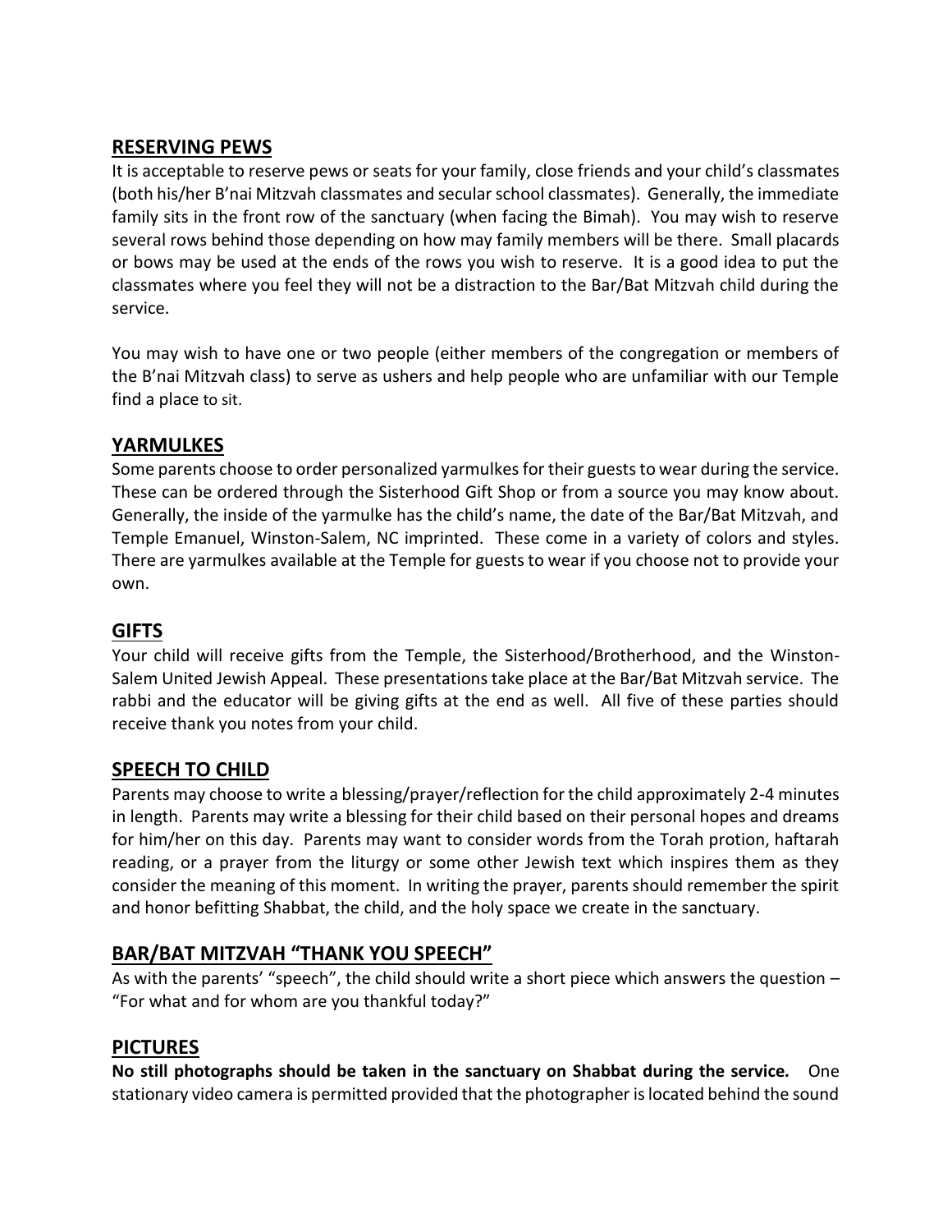## RESERVING PEWS

It is acceptable to reserve pews or seats for your family, close friends and your child's classmates (both his/her B'nai Mitzvah classmates and secular school classmates). Generally, the immediate family sits in the front row of the sanctuary (when facing the Bimah). You may wish to reserve several rows behind those depending on how may family members will be there. Small placards or bows may be used at the ends of the rows you wish to reserve. It is a good idea to put the classmates where you feel they will not be a distraction to the Bar/Bat Mitzvah child during the service.

You may wish to have one or two people (either members of the congregation or members of the B'nai Mitzvah class) to serve as ushers and help people who are unfamiliar with our Temple find a place to sit.

## YARMULKES

Some parents choose to order personalized yarmulkes for their guests to wear during the service. These can be ordered through the Sisterhood Gift Shop or from a source you may know about. Generally, the inside of the yarmulke has the child's name, the date of the Bar/Bat Mitzvah, and Temple Emanuel, Winston-Salem, NC imprinted. These come in a variety of colors and styles. There are yarmulkes available at the Temple for guests to wear if you choose not to provide your own.

## GIFTS

Your child will receive gifts from the Temple, the Sisterhood/Brotherhood, and the Winston-Salem United Jewish Appeal. These presentations take place at the Bar/Bat Mitzvah service. The rabbi and the educator will be giving gifts at the end as well. All five of these parties should receive thank you notes from your child.

## SPEECH TO CHILD

Parents may choose to write a blessing/prayer/reflection for the child approximately 2-4 minutes in length. Parents may write a blessing for their child based on their personal hopes and dreams for him/her on this day. Parents may want to consider words from the Torah protion, haftarah reading, or a prayer from the liturgy or some other Jewish text which inspires them as they consider the meaning of this moment. In writing the prayer, parents should remember the spirit and honor befitting Shabbat, the child, and the holy space we create in the sanctuary.

## BAR/BAT MITZVAH "THANK YOU SPEECH"

As with the parents' "speech", the child should write a short piece which answers the question – "For what and for whom are you thankful today?"

## PICTURES

**No still photographs should be taken in the sanctuary on Shabbat during the service.** One stationary video camera is permitted provided that the photographer is located behind the sound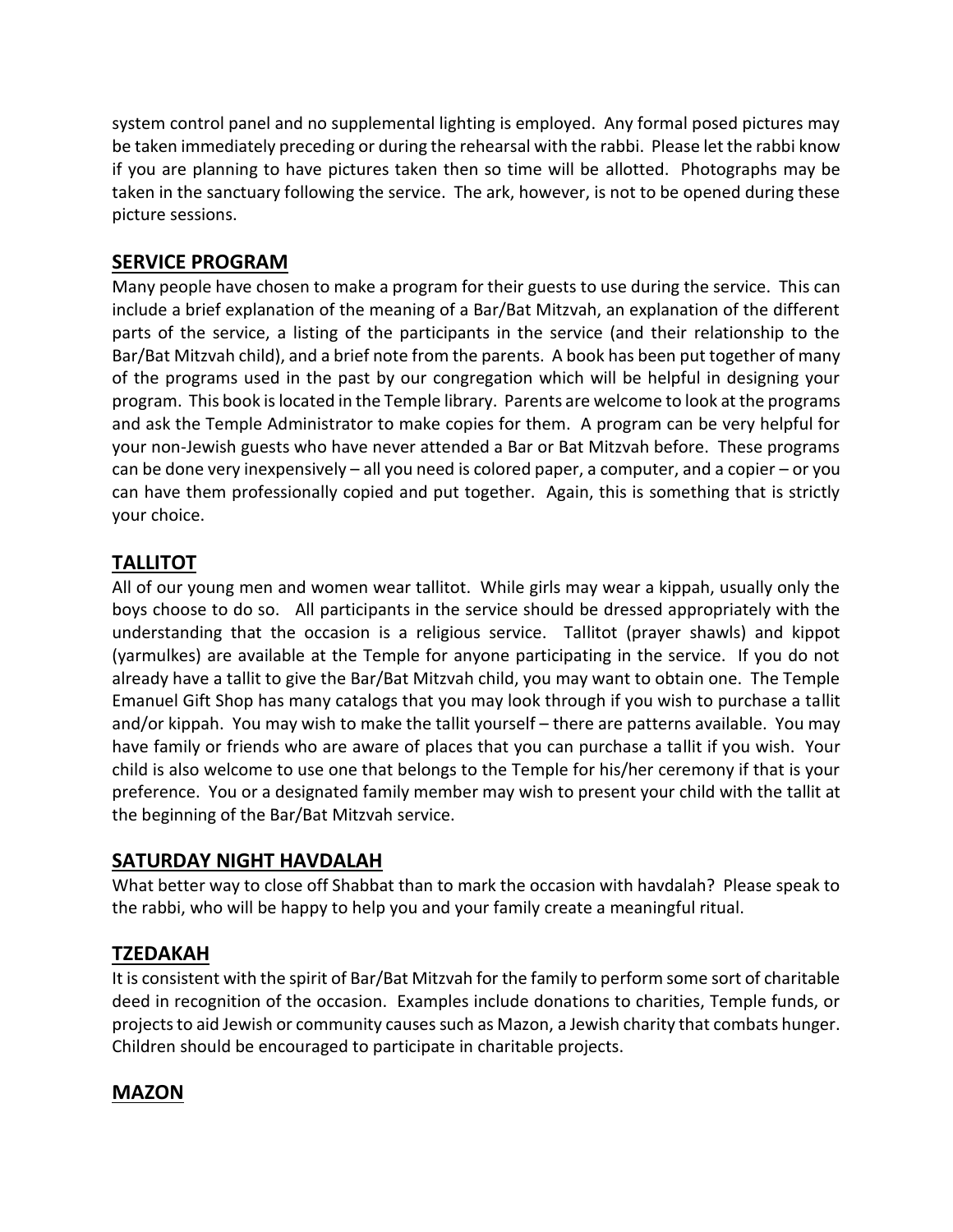system control panel and no supplemental lighting is employed. Any formal posed pictures may be taken immediately preceding or during the rehearsal with the rabbi. Please let the rabbi know if you are planning to have pictures taken then so time will be allotted. Photographs may be taken in the sanctuary following the service. The ark, however, is not to be opened during these picture sessions.

## SERVICE PROGRAM

Many people have chosen to make a program for their guests to use during the service. This can include a brief explanation of the meaning of a Bar/Bat Mitzvah, an explanation of the different parts of the service, a listing of the participants in the service (and their relationship to the Bar/Bat Mitzvah child), and a brief note from the parents. A book has been put together of many of the programs used in the past by our congregation which will be helpful in designing your program. This book is located in the Temple library. Parents are welcome to look at the programs and ask the Temple Administrator to make copies for them. A program can be very helpful for your non-Jewish guests who have never attended a Bar or Bat Mitzvah before. These programs can be done very inexpensively – all you need is colored paper, a computer, and a copier – or you can have them professionally copied and put together. Again, this is something that is strictly your choice.

## TALLITOT

All of our young men and women wear tallitot. While girls may wear a kippah, usually only the boys choose to do so. All participants in the service should be dressed appropriately with the understanding that the occasion is a religious service. Tallitot (prayer shawls) and kippot (yarmulkes) are available at the Temple for anyone participating in the service. If you do not already have a tallit to give the Bar/Bat Mitzvah child, you may want to obtain one. The Temple Emanuel Gift Shop has many catalogs that you may look through if you wish to purchase a tallit and/or kippah. You may wish to make the tallit yourself – there are patterns available. You may have family or friends who are aware of places that you can purchase a tallit if you wish. Your child is also welcome to use one that belongs to the Temple for his/her ceremony if that is your preference. You or a designated family member may wish to present your child with the tallit at the beginning of the Bar/Bat Mitzvah service.

## SATURDAY NIGHT HAVDALAH

What better way to close off Shabbat than to mark the occasion with havdalah? Please speak to the rabbi, who will be happy to help you and your family create a meaningful ritual.

## TZEDAKAH

It is consistent with the spirit of Bar/Bat Mitzvah for the family to perform some sort of charitable deed in recognition of the occasion. Examples include donations to charities, Temple funds, or projects to aid Jewish or community causes such as Mazon, a Jewish charity that combats hunger. Children should be encouraged to participate in charitable projects.

## MAZON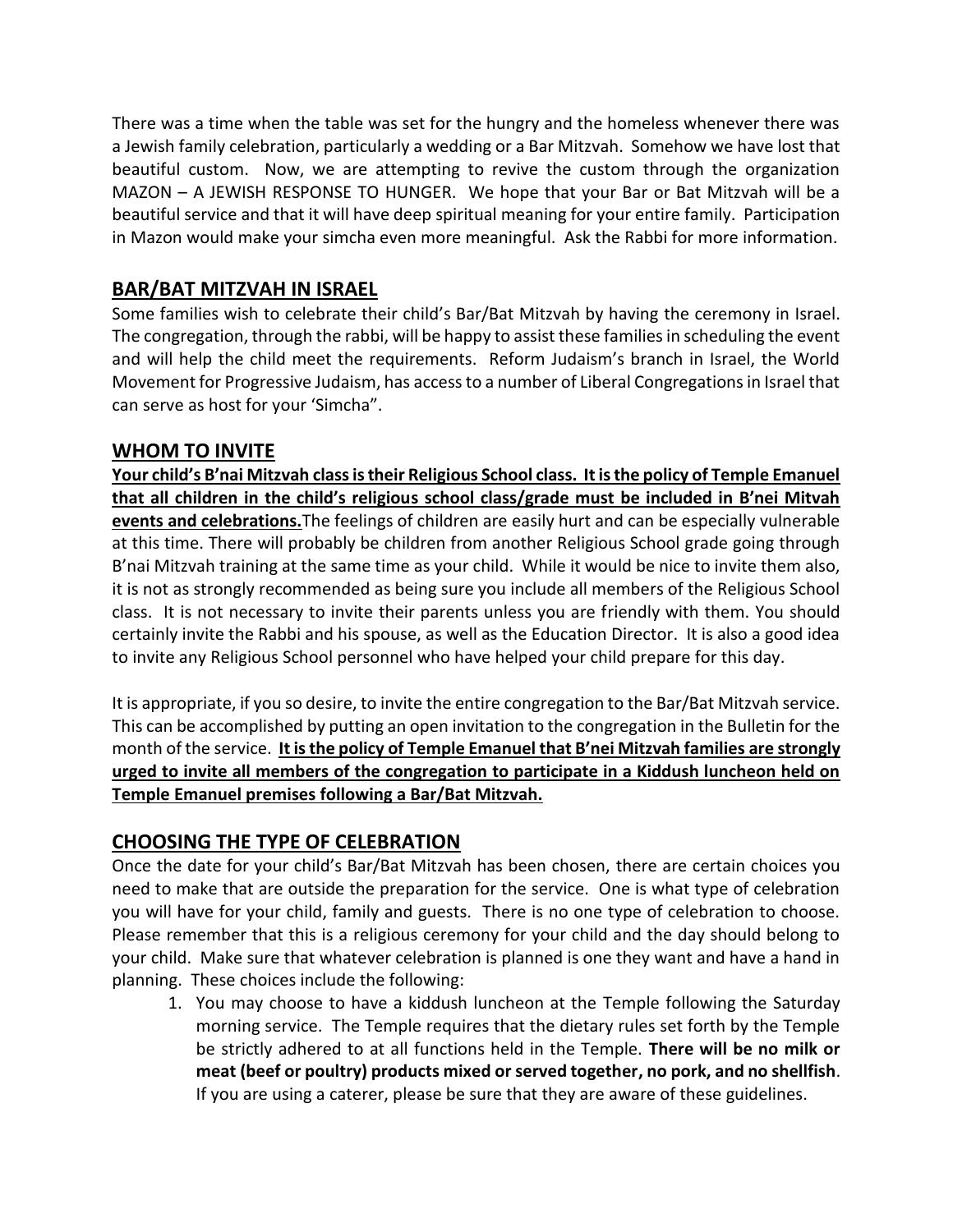There was a time when the table was set for the hungry and the homeless whenever there was a Jewish family celebration, particularly a wedding or a Bar Mitzvah. Somehow we have lost that beautiful custom. Now, we are attempting to revive the custom through the organization MAZON – A JEWISH RESPONSE TO HUNGER. We hope that your Bar or Bat Mitzvah will be a beautiful service and that it will have deep spiritual meaning for your entire family. Participation in Mazon would make your simcha even more meaningful. Ask the Rabbi for more information.

## BAR/BAT MITZVAH IN ISRAEL

Some families wish to celebrate their child's Bar/Bat Mitzvah by having the ceremony in Israel. The congregation, through the rabbi, will be happy to assist these families in scheduling the event and will help the child meet the requirements. Reform Judaism's branch in Israel, the World Movement for Progressive Judaism, has access to a number of Liberal Congregations in Israel that can serve as host for your 'Simcha".

## WHOM TO INVITE

**Your child's B'nai Mitzvah class is their Religious School class. It is the policy of Temple Emanuel that all children in the child's religious school class/grade must be included in B'nei Mitvah events and celebrations.** The feelings of children are easily hurt and can be especially vulnerable at this time. There will probably be children from another Religious School grade going through B'nai Mitzvah training at the same time as your child. While it would be nice to invite them also, it is not as strongly recommended as being sure you include all members of the Religious School class. It is not necessary to invite their parents unless you are friendly with them. You should certainly invite the Rabbi and his spouse, as well as the Education Director. It is also a good idea to invite any Religious School personnel who have helped your child prepare for this day.

It is appropriate, if you so desire, to invite the entire congregation to the Bar/Bat Mitzvah service. This can be accomplished by putting an open invitation to the congregation in the Bulletin for the month of the service. **It is the policy of Temple Emanuel that B'nei Mitzvah families are strongly urged to invite all members of the congregation to participate in a Kiddush luncheon held on Temple Emanuel premises following a Bar/Bat Mitzvah.**

## CHOOSING THE TYPE OF CELEBRATION

Once the date for your child's Bar/Bat Mitzvah has been chosen, there are certain choices you need to make that are outside the preparation for the service. One is what type of celebration you will have for your child, family and guests. There is no one type of celebration to choose. Please remember that this is a religious ceremony for your child and the day should belong to your child. Make sure that whatever celebration is planned is one they want and have a hand in planning. These choices include the following:

1. You may choose to have a kiddush luncheon at the Temple following the Saturday morning service. The Temple requires that the dietary rules set forth by the Temple be strictly adhered to at all functions held in the Temple. **There will be no milk or meat (beef or poultry) products mixed or served together, no pork, and no shellfish**. If you are using a caterer, please be sure that they are aware of these guidelines.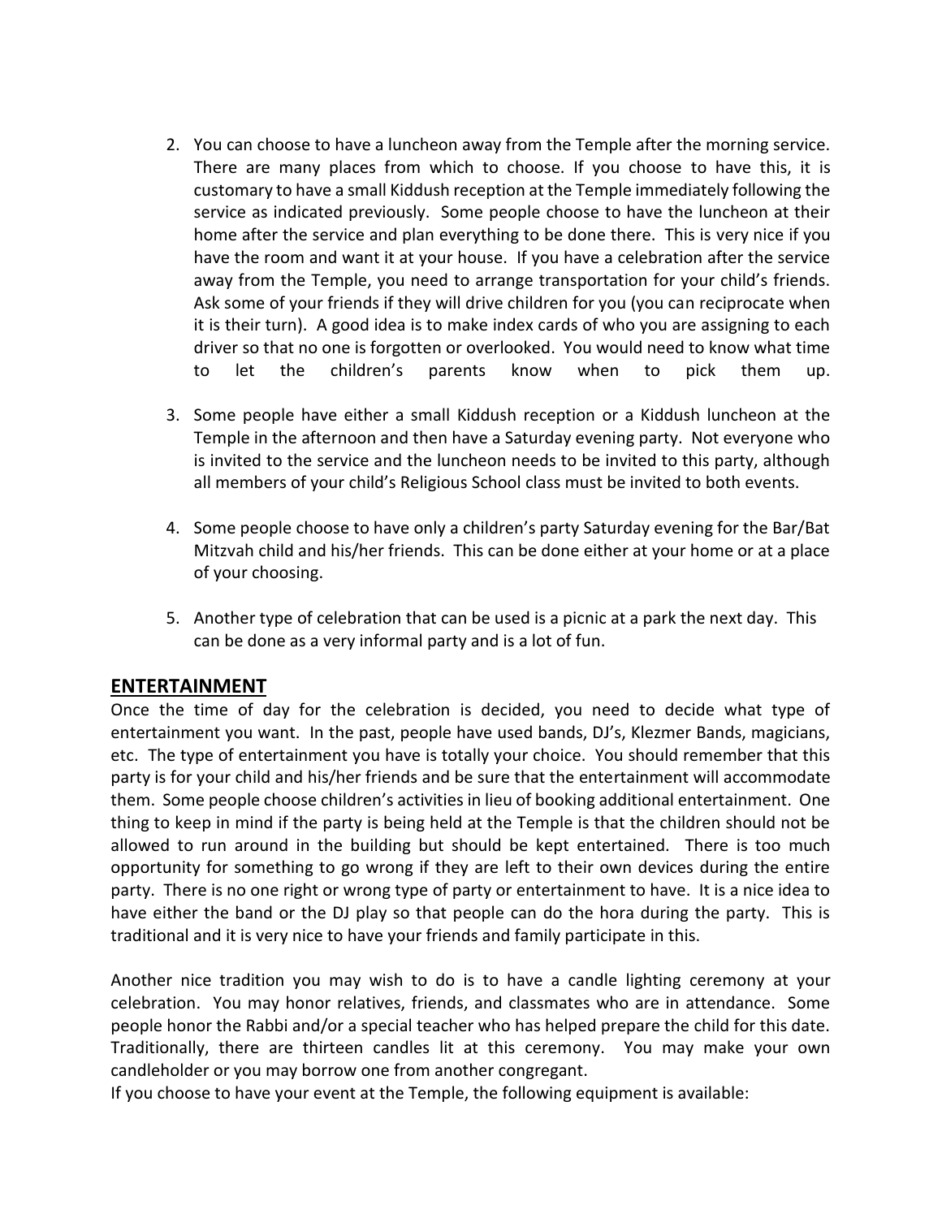2. You can choose to have a luncheon away from the Temple after the morning service. There are many places from which to choose. If you choose to have this, it is customary to have a small Kiddush reception at the Temple immediately following the service as indicated previously. Some people choose to have the luncheon at their home after the service and plan everything to be done there. This is very nice if you have the room and want it at your house. If you have a celebration after the service away from the Temple, you need to arrange transportation for your child's friends. Ask some of your friends if they will drive children for you (you can reciprocate when it is their turn). A good idea is to make index cards of who you are assigning to each driver so that no one is forgotten or overlooked. You would need to know what time to let the children's parents know when to pick them up.

3. Some people have either a small Kiddush reception or a Kiddush luncheon at the Temple in the afternoon and then have a Saturday evening party. Not everyone who is invited to the service and the luncheon needs to be invited to this party, although all members of your child's Religious School class must be invited to both events.

4. Some people choose to have only a children's party Saturday evening for the Bar/Bat Mitzvah child and his/her friends. This can be done either at your home or at a place of your choosing.

5. Another type of celebration that can be used is a picnic at a park the next day. This can be done as a very informal party and is a lot of fun.

## ENTERTAINMENT

Once the time of day for the celebration is decided, you need to decide what type of entertainment you want. In the past, people have used bands, DJ's, Klezmer Bands, magicians, etc. The type of entertainment you have is totally your choice. You should remember that this party is for your child and his/her friends and be sure that the entertainment will accommodate them. Some people choose children's activities in lieu of booking additional entertainment. One thing to keep in mind if the party is being held at the Temple is that the children should not be allowed to run around in the building but should be kept entertained. There is too much opportunity for something to go wrong if they are left to their own devices during the entire party. There is no one right or wrong type of party or entertainment to have. It is a nice idea to have either the band or the DJ play so that people can do the hora during the party. This is traditional and it is very nice to have your friends and family participate in this.

Another nice tradition you may wish to do is to have a candle lighting ceremony at your celebration. You may honor relatives, friends, and classmates who are in attendance. Some people honor the Rabbi and/or a special teacher who has helped prepare the child for this date. Traditionally, there are thirteen candles lit at this ceremony. You may make your own candleholder or you may borrow one from another congregant.

If you choose to have your event at the Temple, the following equipment is available: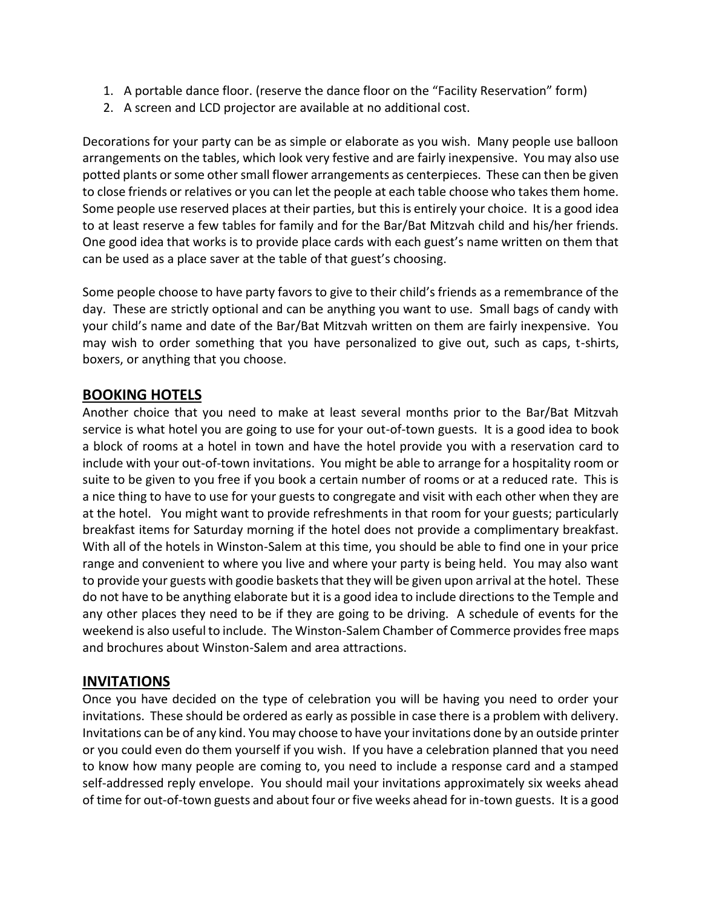1. A portable dance floor. (reserve the dance floor on the "Facility Reservation" form)
2. A screen and LCD projector are available at no additional cost.

Decorations for your party can be as simple or elaborate as you wish. Many people use balloon arrangements on the tables, which look very festive and are fairly inexpensive. You may also use potted plants or some other small flower arrangements as centerpieces. These can then be given to close friends or relatives or you can let the people at each table choose who takes them home. Some people use reserved places at their parties, but this is entirely your choice. It is a good idea to at least reserve a few tables for family and for the Bar/Bat Mitzvah child and his/her friends. One good idea that works is to provide place cards with each guest's name written on them that can be used as a place saver at the table of that guest's choosing.

Some people choose to have party favors to give to their child's friends as a remembrance of the day. These are strictly optional and can be anything you want to use. Small bags of candy with your child's name and date of the Bar/Bat Mitzvah written on them are fairly inexpensive. You may wish to order something that you have personalized to give out, such as caps, t-shirts, boxers, or anything that you choose.

## BOOKING HOTELS

Another choice that you need to make at least several months prior to the Bar/Bat Mitzvah service is what hotel you are going to use for your out-of-town guests. It is a good idea to book a block of rooms at a hotel in town and have the hotel provide you with a reservation card to include with your out-of-town invitations. You might be able to arrange for a hospitality room or suite to be given to you free if you book a certain number of rooms or at a reduced rate. This is a nice thing to have to use for your guests to congregate and visit with each other when they are at the hotel. You might want to provide refreshments in that room for your guests; particularly breakfast items for Saturday morning if the hotel does not provide a complimentary breakfast. With all of the hotels in Winston-Salem at this time, you should be able to find one in your price range and convenient to where you live and where your party is being held. You may also want to provide your guests with goodie baskets that they will be given upon arrival at the hotel. These do not have to be anything elaborate but it is a good idea to include directions to the Temple and any other places they need to be if they are going to be driving. A schedule of events for the weekend is also useful to include. The Winston-Salem Chamber of Commerce provides free maps and brochures about Winston-Salem and area attractions.

## INVITATIONS

Once you have decided on the type of celebration you will be having you need to order your invitations. These should be ordered as early as possible in case there is a problem with delivery. Invitations can be of any kind. You may choose to have your invitations done by an outside printer or you could even do them yourself if you wish. If you have a celebration planned that you need to know how many people are coming to, you need to include a response card and a stamped self-addressed reply envelope. You should mail your invitations approximately six weeks ahead of time for out-of-town guests and about four or five weeks ahead for in-town guests. It is a good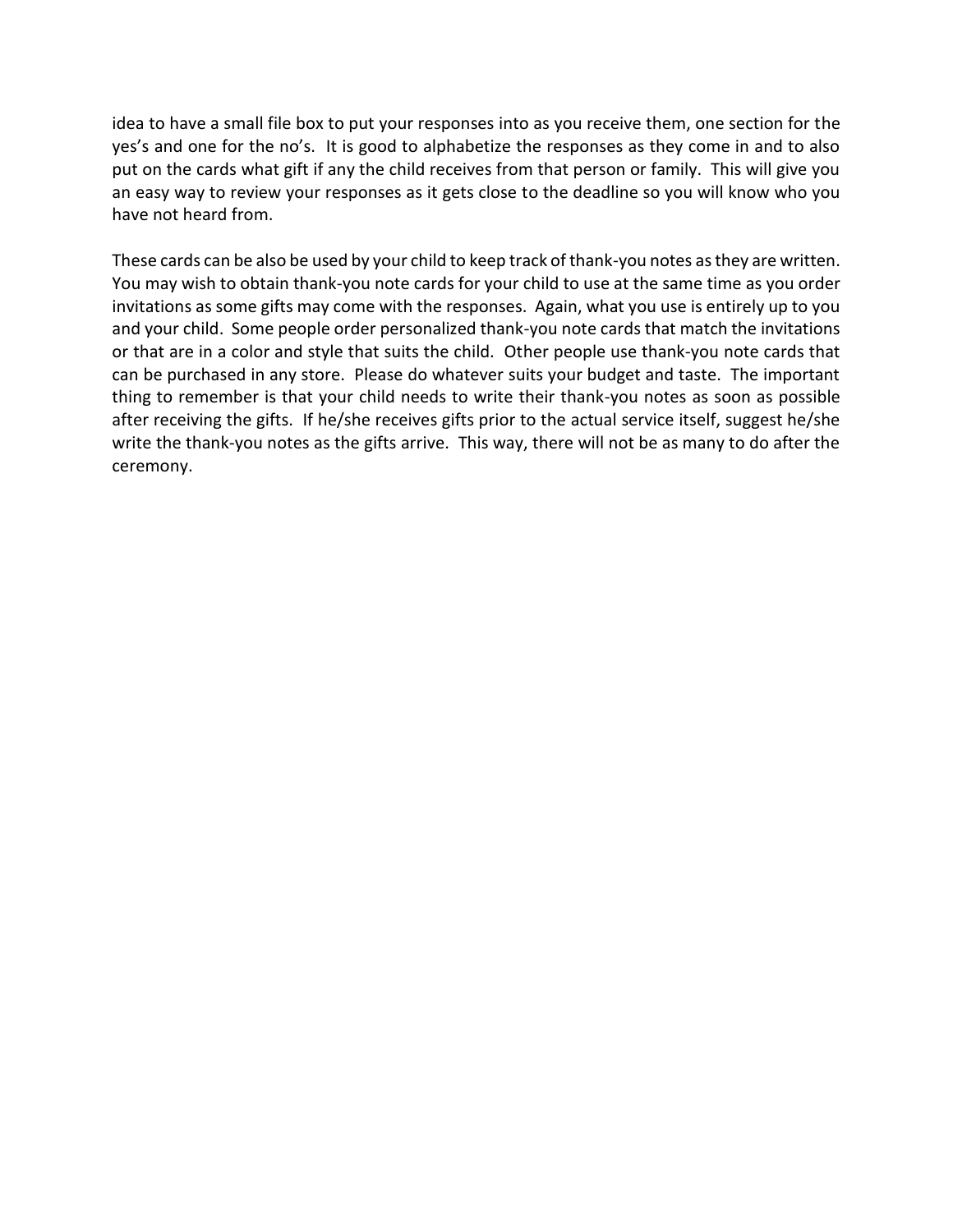idea to have a small file box to put your responses into as you receive them, one section for the yes's and one for the no's. It is good to alphabetize the responses as they come in and to also put on the cards what gift if any the child receives from that person or family. This will give you an easy way to review your responses as it gets close to the deadline so you will know who you have not heard from.

These cards can be also be used by your child to keep track of thank-you notes as they are written. You may wish to obtain thank-you note cards for your child to use at the same time as you order invitations as some gifts may come with the responses. Again, what you use is entirely up to you and your child. Some people order personalized thank-you note cards that match the invitations or that are in a color and style that suits the child. Other people use thank-you note cards that can be purchased in any store. Please do whatever suits your budget and taste. The important thing to remember is that your child needs to write their thank-you notes as soon as possible after receiving the gifts. If he/she receives gifts prior to the actual service itself, suggest he/she write the thank-you notes as the gifts arrive. This way, there will not be as many to do after the ceremony.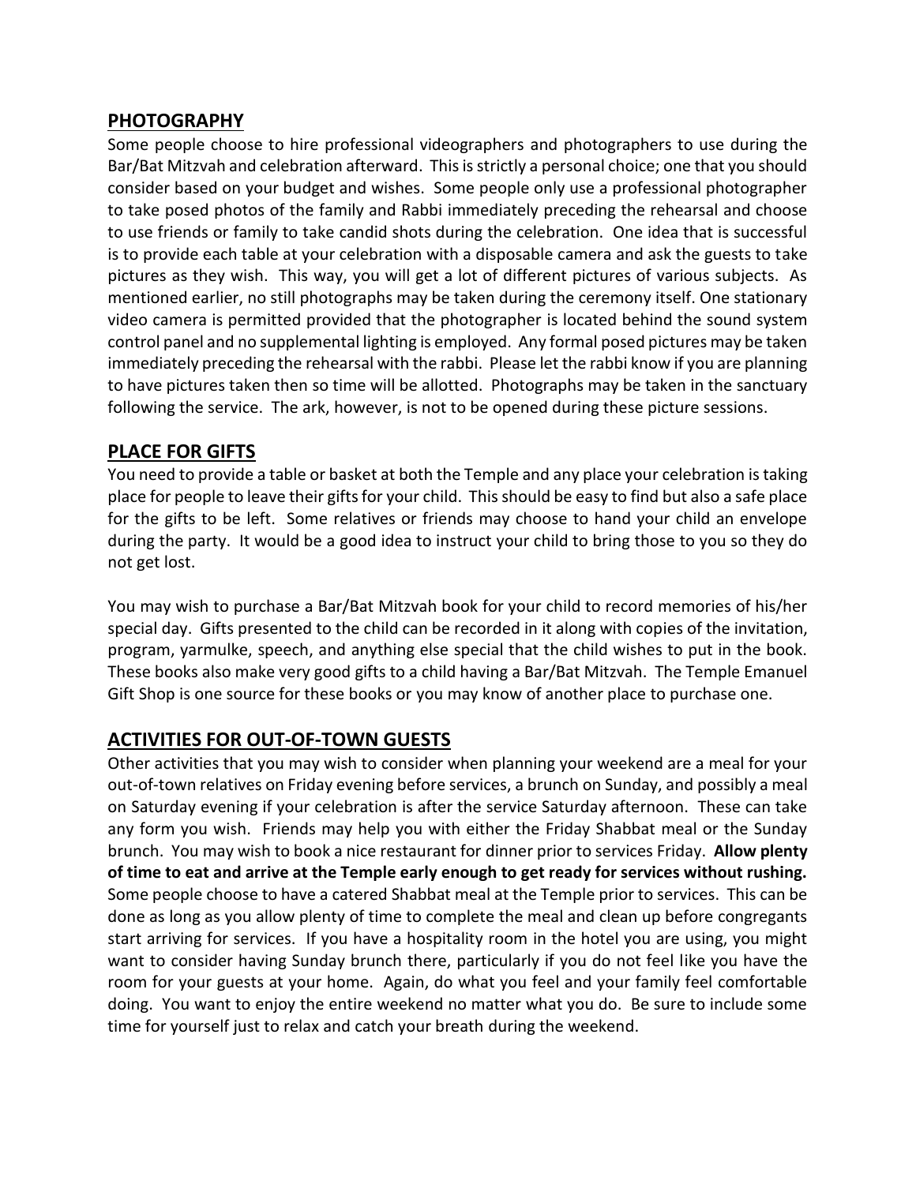## PHOTOGRAPHY

Some people choose to hire professional videographers and photographers to use during the Bar/Bat Mitzvah and celebration afterward. This is strictly a personal choice; one that you should consider based on your budget and wishes. Some people only use a professional photographer to take posed photos of the family and Rabbi immediately preceding the rehearsal and choose to use friends or family to take candid shots during the celebration. One idea that is successful is to provide each table at your celebration with a disposable camera and ask the guests to take pictures as they wish. This way, you will get a lot of different pictures of various subjects. As mentioned earlier, no still photographs may be taken during the ceremony itself. One stationary video camera is permitted provided that the photographer is located behind the sound system control panel and no supplemental lighting is employed. Any formal posed pictures may be taken immediately preceding the rehearsal with the rabbi. Please let the rabbi know if you are planning to have pictures taken then so time will be allotted. Photographs may be taken in the sanctuary following the service. The ark, however, is not to be opened during these picture sessions.

## PLACE FOR GIFTS

You need to provide a table or basket at both the Temple and any place your celebration is taking place for people to leave their gifts for your child. This should be easy to find but also a safe place for the gifts to be left. Some relatives or friends may choose to hand your child an envelope during the party. It would be a good idea to instruct your child to bring those to you so they do not get lost.

You may wish to purchase a Bar/Bat Mitzvah book for your child to record memories of his/her special day. Gifts presented to the child can be recorded in it along with copies of the invitation, program, yarmulke, speech, and anything else special that the child wishes to put in the book. These books also make very good gifts to a child having a Bar/Bat Mitzvah. The Temple Emanuel Gift Shop is one source for these books or you may know of another place to purchase one.

## ACTIVITIES FOR OUT-OF-TOWN GUESTS

Other activities that you may wish to consider when planning your weekend are a meal for your out-of-town relatives on Friday evening before services, a brunch on Sunday, and possibly a meal on Saturday evening if your celebration is after the service Saturday afternoon. These can take any form you wish. Friends may help you with either the Friday Shabbat meal or the Sunday brunch. You may wish to book a nice restaurant for dinner prior to services Friday. **Allow plenty of time to eat and arrive at the Temple early enough to get ready for services without rushing.** Some people choose to have a catered Shabbat meal at the Temple prior to services. This can be done as long as you allow plenty of time to complete the meal and clean up before congregants start arriving for services. If you have a hospitality room in the hotel you are using, you might want to consider having Sunday brunch there, particularly if you do not feel like you have the room for your guests at your home. Again, do what you feel and your family feel comfortable doing. You want to enjoy the entire weekend no matter what you do. Be sure to include some time for yourself just to relax and catch your breath during the weekend.